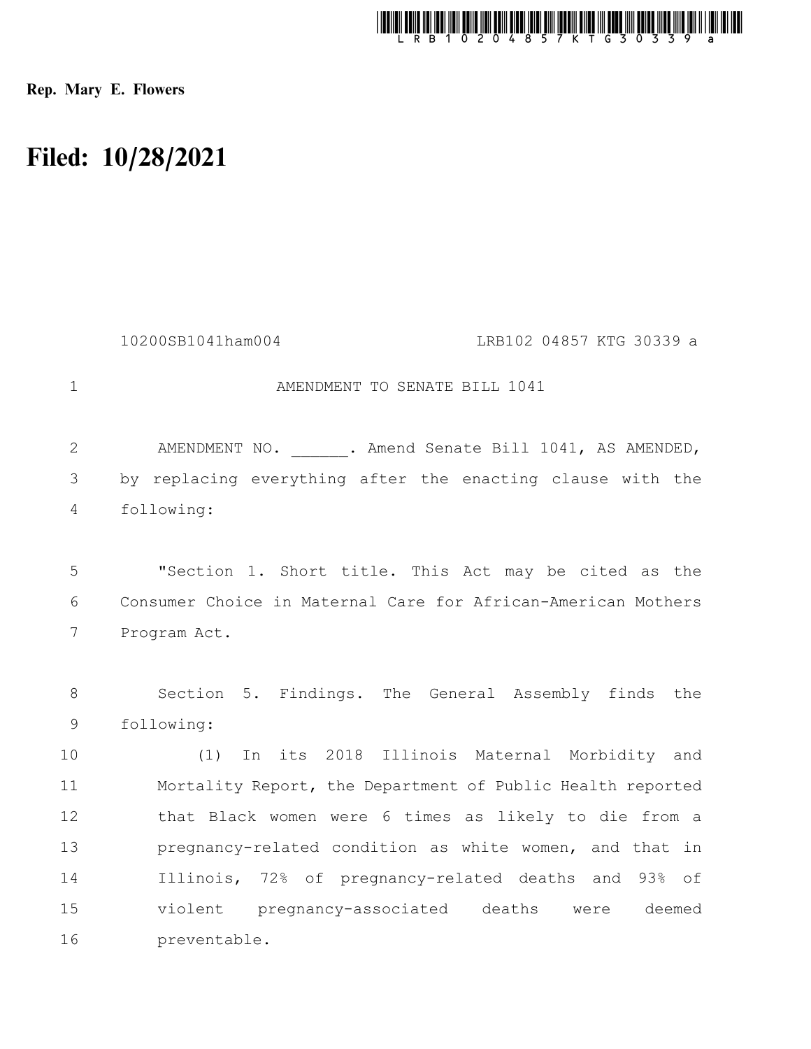Rep. Mary E. Flowers

# Filed: 10/28/2021

10200SB1041ham004 LRB102 04857 KTG 30339 a

AMENDMENT TO SENATE BILL 1041

AMENDMENT NO. ______. Amend Senate Bill 1041, AS AMENDED, by replacing everything after the enacting clause with the following:

"Section 1. Short title. This Act may be cited as the Consumer Choice in Maternal Care for African-American Mothers Program Act.

Section 5. Findings. The General Assembly finds the following:

(1) In its 2018 Illinois Maternal Morbidity and Mortality Report, the Department of Public Health reported that Black women were 6 times as likely to die from a pregnancy-related condition as white women, and that in Illinois, 72% of pregnancy-related deaths and 93% of violent pregnancy-associated deaths were deemed preventable.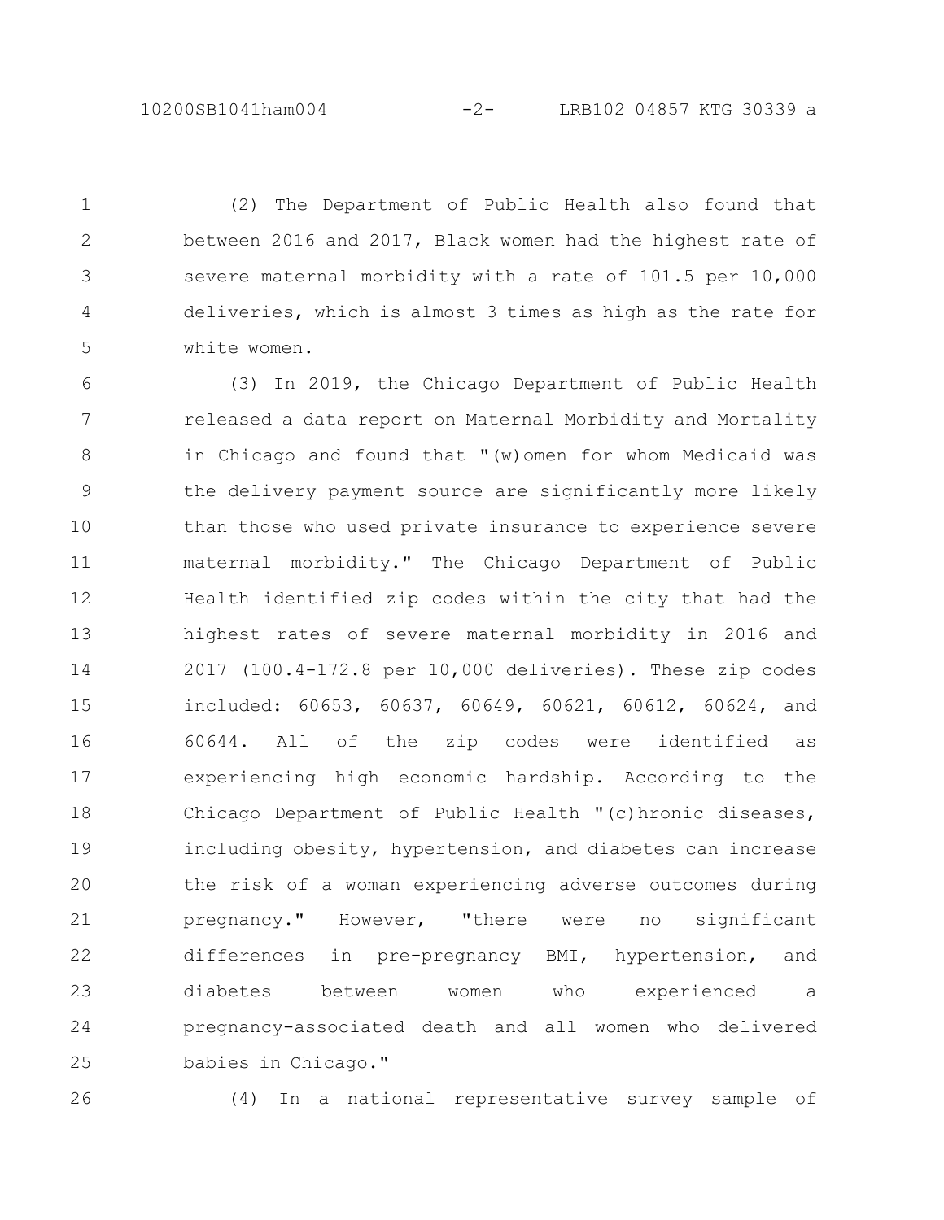(2) The Department of Public Health also found that between 2016 and 2017, Black women had the highest rate of severe maternal morbidity with a rate of 101.5 per 10,000 deliveries, which is almost 3 times as high as the rate for white women.

(3) In 2019, the Chicago Department of Public Health released a data report on Maternal Morbidity and Mortality in Chicago and found that "(w)omen for whom Medicaid was the delivery payment source are significantly more likely than those who used private insurance to experience severe maternal morbidity." The Chicago Department of Public Health identified zip codes within the city that had the highest rates of severe maternal morbidity in 2016 and 2017 (100.4-172.8 per 10,000 deliveries). These zip codes included: 60653, 60637, 60649, 60621, 60612, 60624, and 60644. All of the zip codes were identified as experiencing high economic hardship. According to the Chicago Department of Public Health "(c)hronic diseases, including obesity, hypertension, and diabetes can increase the risk of a woman experiencing adverse outcomes during pregnancy." However, "there were no significant differences in pre-pregnancy BMI, hypertension, and diabetes between women who experienced a pregnancy-associated death and all women who delivered babies in Chicago."

(4) In a national representative survey sample of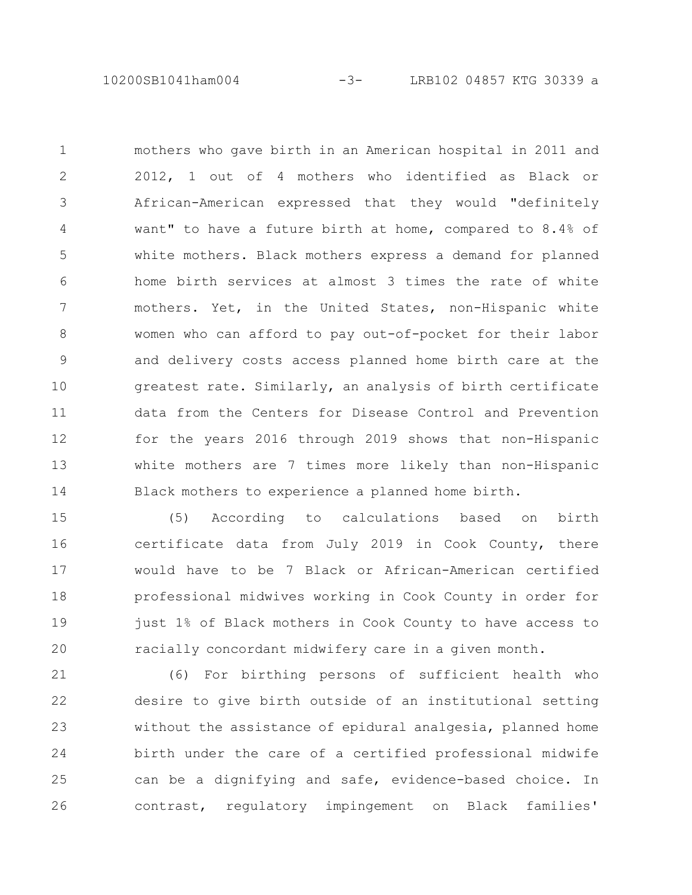mothers who gave birth in an American hospital in 2011 and 2012, 1 out of 4 mothers who identified as Black or African-American expressed that they would "definitely want" to have a future birth at home, compared to 8.4% of white mothers. Black mothers express a demand for planned home birth services at almost 3 times the rate of white mothers. Yet, in the United States, non-Hispanic white women who can afford to pay out-of-pocket for their labor and delivery costs access planned home birth care at the greatest rate. Similarly, an analysis of birth certificate data from the Centers for Disease Control and Prevention for the years 2016 through 2019 shows that non-Hispanic white mothers are 7 times more likely than non-Hispanic Black mothers to experience a planned home birth.

(5) According to calculations based on birth certificate data from July 2019 in Cook County, there would have to be 7 Black or African-American certified professional midwives working in Cook County in order for just 1% of Black mothers in Cook County to have access to racially concordant midwifery care in a given month.

(6) For birthing persons of sufficient health who desire to give birth outside of an institutional setting without the assistance of epidural analgesia, planned home birth under the care of a certified professional midwife can be a dignifying and safe, evidence-based choice. In contrast, regulatory impingement on Black families'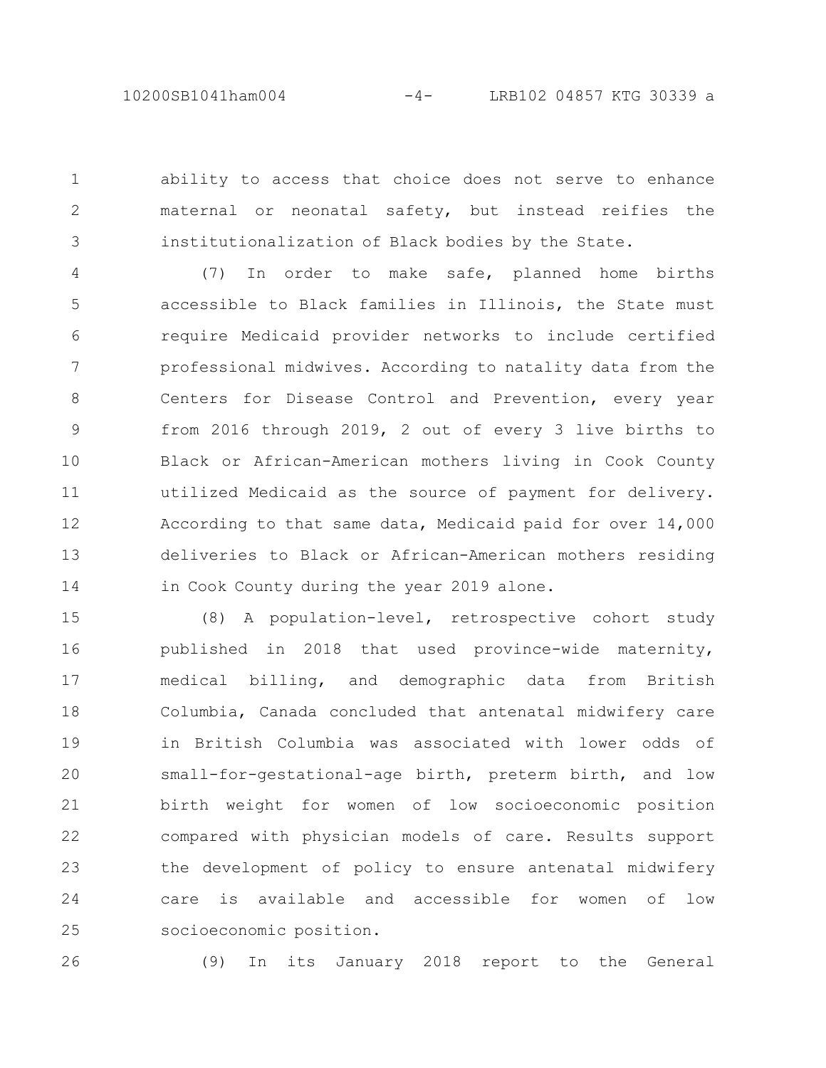ability to access that choice does not serve to enhance maternal or neonatal safety, but instead reifies the institutionalization of Black bodies by the State.

(7) In order to make safe, planned home births accessible to Black families in Illinois, the State must require Medicaid provider networks to include certified professional midwives. According to natality data from the Centers for Disease Control and Prevention, every year from 2016 through 2019, 2 out of every 3 live births to Black or African-American mothers living in Cook County utilized Medicaid as the source of payment for delivery. According to that same data, Medicaid paid for over 14,000 deliveries to Black or African-American mothers residing in Cook County during the year 2019 alone.

(8) A population-level, retrospective cohort study published in 2018 that used province-wide maternity, medical billing, and demographic data from British Columbia, Canada concluded that antenatal midwifery care in British Columbia was associated with lower odds of small-for-gestational-age birth, preterm birth, and low birth weight for women of low socioeconomic position compared with physician models of care. Results support the development of policy to ensure antenatal midwifery care is available and accessible for women of low socioeconomic position.

(9) In its January 2018 report to the General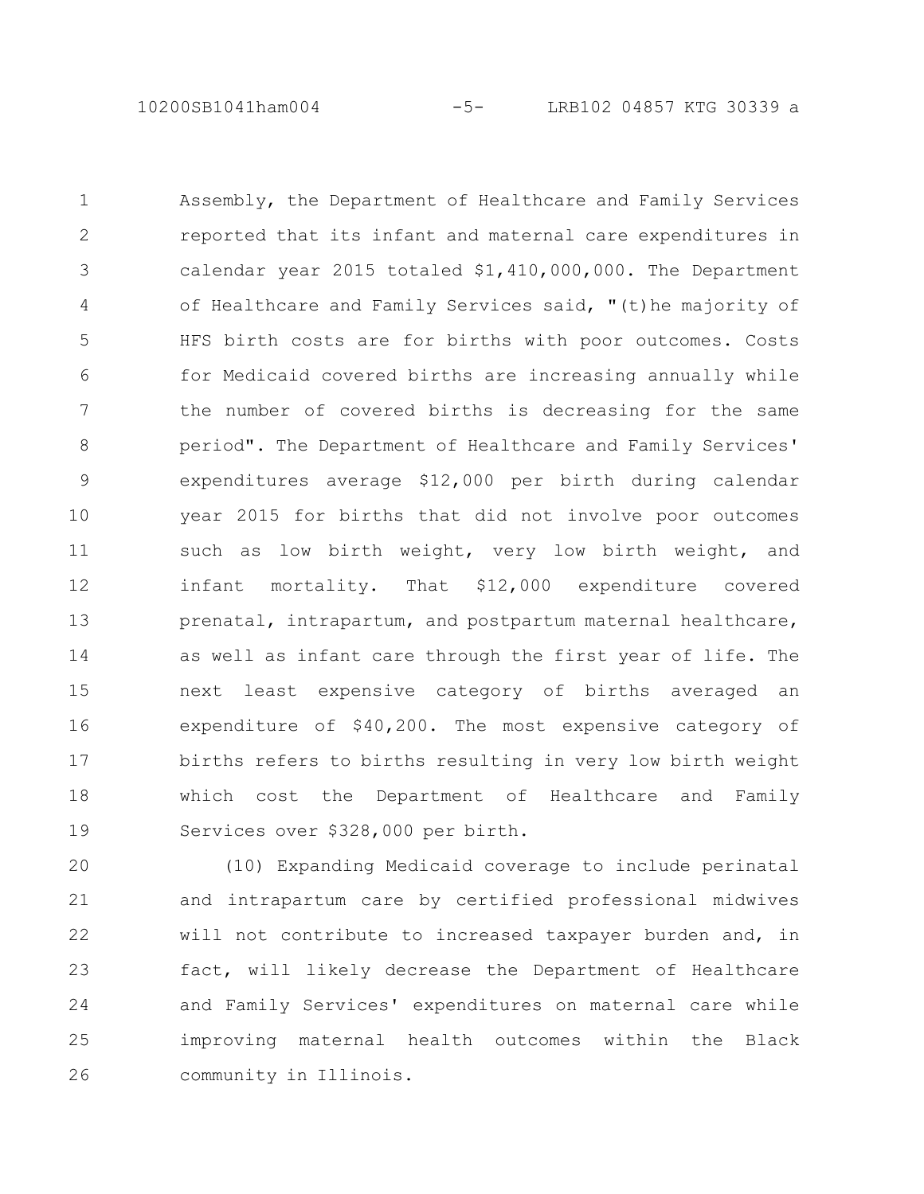Assembly, the Department of Healthcare and Family Services reported that its infant and maternal care expenditures in calendar year 2015 totaled $1,410,000,000. The Department of Healthcare and Family Services said, "(t)he majority of HFS birth costs are for births with poor outcomes. Costs for Medicaid covered births are increasing annually while the number of covered births is decreasing for the same period". The Department of Healthcare and Family Services' expenditures average $12,000 per birth during calendar year 2015 for births that did not involve poor outcomes such as low birth weight, very low birth weight, and infant mortality. That $12,000 expenditure covered prenatal, intrapartum, and postpartum maternal healthcare, as well as infant care through the first year of life. The next least expensive category of births averaged an expenditure of $40,200. The most expensive category of births refers to births resulting in very low birth weight which cost the Department of Healthcare and Family Services over $328,000 per birth.

(10) Expanding Medicaid coverage to include perinatal and intrapartum care by certified professional midwives will not contribute to increased taxpayer burden and, in fact, will likely decrease the Department of Healthcare and Family Services' expenditures on maternal care while improving maternal health outcomes within the Black community in Illinois.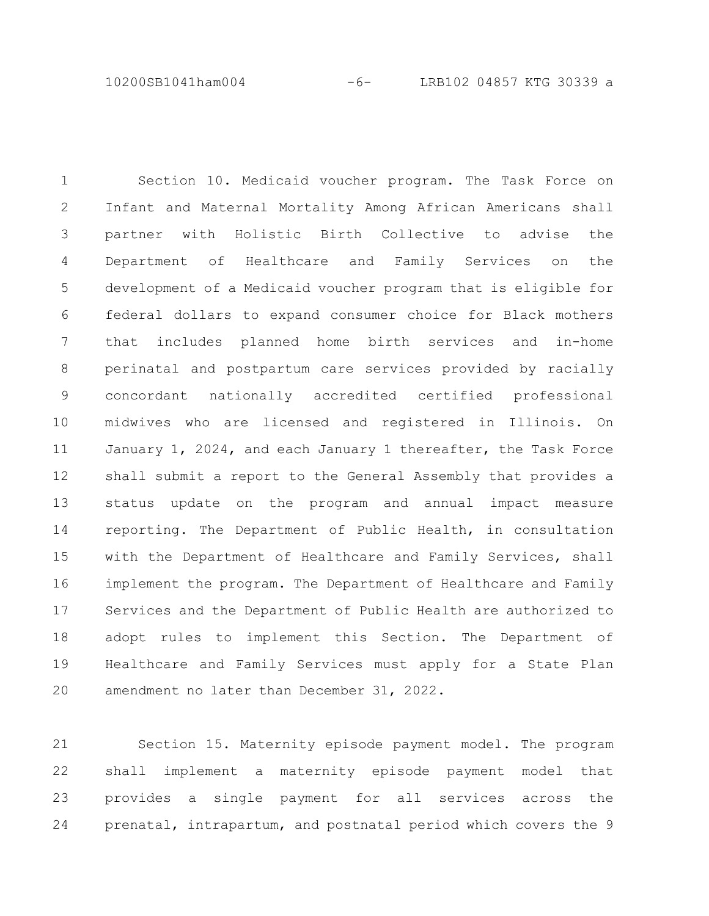Section 10. Medicaid voucher program. The Task Force on Infant and Maternal Mortality Among African Americans shall partner with Holistic Birth Collective to advise the Department of Healthcare and Family Services on the development of a Medicaid voucher program that is eligible for federal dollars to expand consumer choice for Black mothers that includes planned home birth services and in-home perinatal and postpartum care services provided by racially concordant nationally accredited certified professional midwives who are licensed and registered in Illinois. On January 1, 2024, and each January 1 thereafter, the Task Force shall submit a report to the General Assembly that provides a status update on the program and annual impact measure reporting. The Department of Public Health, in consultation with the Department of Healthcare and Family Services, shall implement the program. The Department of Healthcare and Family Services and the Department of Public Health are authorized to adopt rules to implement this Section. The Department of Healthcare and Family Services must apply for a State Plan amendment no later than December 31, 2022.

Section 15. Maternity episode payment model. The program shall implement a maternity episode payment model that provides a single payment for all services across the prenatal, intrapartum, and postnatal period which covers the 9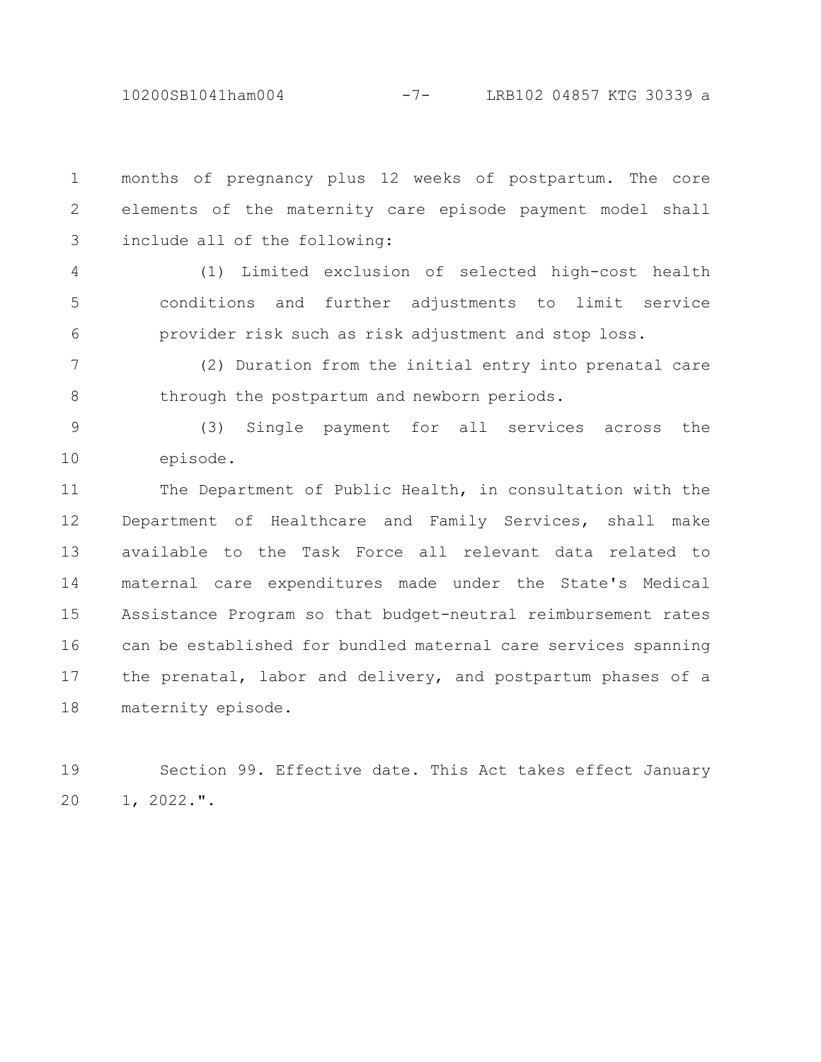months of pregnancy plus 12 weeks of postpartum. The core elements of the maternity care episode payment model shall include all of the following:

(1) Limited exclusion of selected high-cost health conditions and further adjustments to limit service provider risk such as risk adjustment and stop loss.

(2) Duration from the initial entry into prenatal care through the postpartum and newborn periods.

(3) Single payment for all services across the episode.

The Department of Public Health, in consultation with the Department of Healthcare and Family Services, shall make available to the Task Force all relevant data related to maternal care expenditures made under the State's Medical Assistance Program so that budget-neutral reimbursement rates can be established for bundled maternal care services spanning the prenatal, labor and delivery, and postpartum phases of a maternity episode.

Section 99. Effective date. This Act takes effect January 1, 2022.".